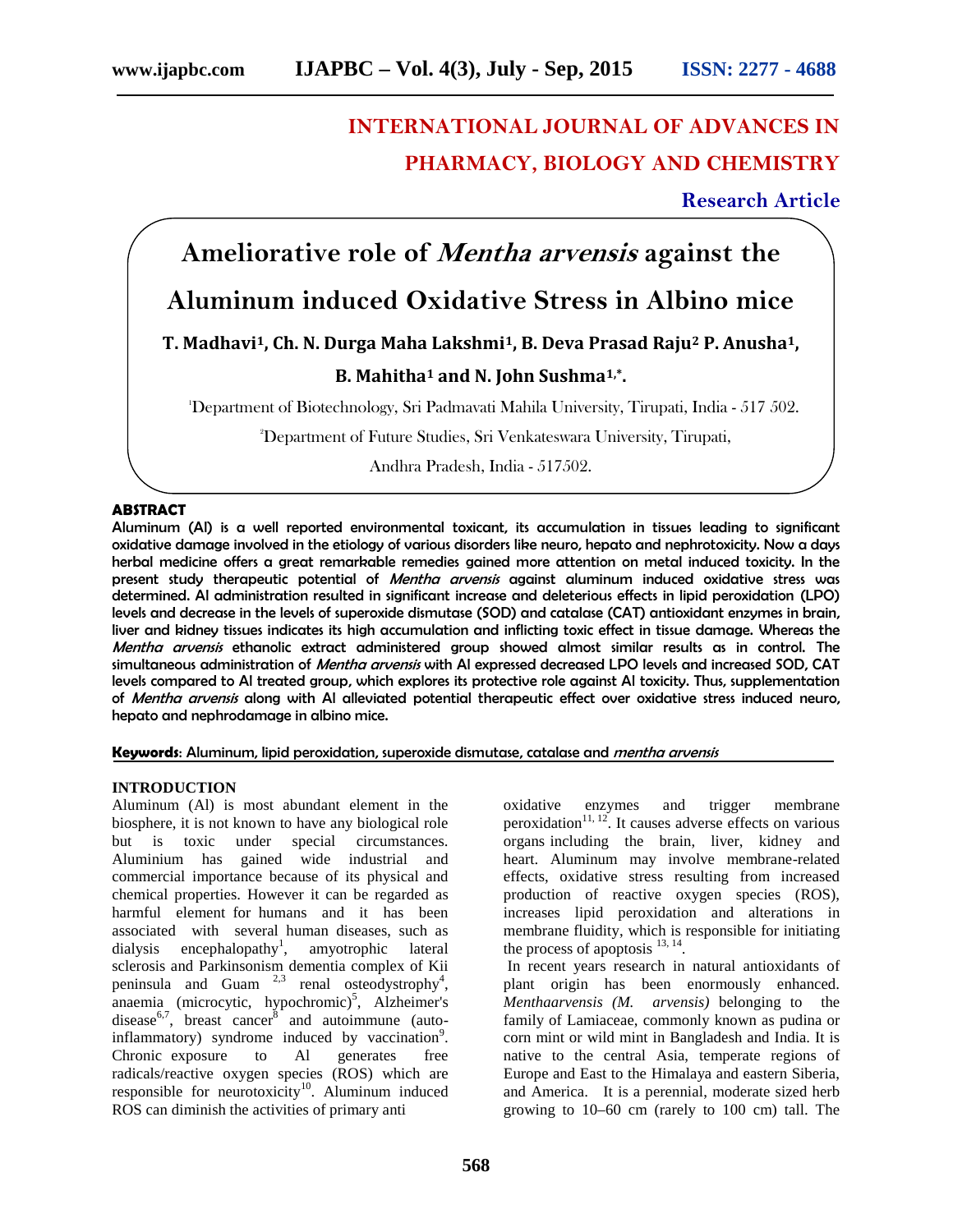# INTERNATIONAL JOURNAL OF ADVANCES IN PHARMACY, BIOLOGY AND CHEMISTRY

**Research Article**

# Ameliorative role of *Mentha arvensis* against the Aluminum induced Oxidative Stress in Albino mice

**T. Madhavi[1], Ch. N. Durga Maha Lakshmi[1], B. Deva Prasad Raju[2] P. Anusha[1], B. Mahitha[1] and N. John Sushma[1,*].**

[1]Department of Biotechnology, Sri Padmavati Mahila University, Tirupati, India - 517 502.

[2]Department of Future Studies, Sri Venkateswara University, Tirupati, Andhra Pradesh, India - 517502.

## ABSTRACT

**Aluminum (Al) is a well reported environmental toxicant, its accumulation in tissues leading to significant oxidative damage involved in the etiology of various disorders like neuro, hepato and nephrotoxicity. Now a days herbal medicine offers a great remarkable remedies gained more attention on metal induced toxicity. In the present study therapeutic potential of *Mentha arvensis* against aluminum induced oxidative stress was determined. Al administration resulted in significant increase and deleterious effects in lipid peroxidation (LPO) levels and decrease in the levels of superoxide dismutase (SOD) and catalase (CAT) antioxidant enzymes in brain, liver and kidney tissues indicates its high accumulation and inflicting toxic effect in tissue damage. Whereas the *Mentha arvensis* ethanolic extract administered group showed almost similar results as in control. The simultaneous administration of *Mentha arvensis* with Al expressed decreased LPO levels and increased SOD, CAT levels compared to Al treated group, which explores its protective role against Al toxicity. Thus, supplementation of *Mentha arvensis* along with Al alleviated potential therapeutic effect over oxidative stress induced neuro, hepato and nephrodamage in albino mice.**

**Keywords**: Aluminum, lipid peroxidation, superoxide dismutase, catalase and *mentha arvensis*

## INTRODUCTION

Aluminum (Al) is most abundant element in the biosphere, it is not known to have any biological role but is toxic under special circumstances. Aluminium has gained wide industrial and commercial importance because of its physical and chemical properties. However it can be regarded as harmful element for humans and it has been associated with several human diseases, such as dialysis encephalopathy[1], amyotrophic lateral sclerosis and Parkinsonism dementia complex of Kii peninsula and Guam [2,3] renal osteodystrophy[4], anaemia (microcytic, hypochromic)[5], Alzheimer's disease[6,7], breast cancer[8] and autoimmune (auto-inflammatory) syndrome induced by vaccination[9]. Chronic exposure to Al generates free radicals/reactive oxygen species (ROS) which are responsible for neurotoxicity[10]. Aluminum induced ROS can diminish the activities of primary anti oxidative enzymes and trigger membrane peroxidation[11, 12]. It causes adverse effects on various organs including the brain, liver, kidney and heart. Aluminum may involve membrane-related effects, oxidative stress resulting from increased production of reactive oxygen species (ROS), increases lipid peroxidation and alterations in membrane fluidity, which is responsible for initiating the process of apoptosis [13, 14].

In recent years research in natural antioxidants of plant origin has been enormously enhanced. *Menthaarvensis (M. arvensis)* belonging to the family of Lamiaceae, commonly known as pudina or corn mint or wild mint in Bangladesh and India. It is native to the central Asia, temperate regions of Europe and East to the Himalaya and eastern Siberia, and America. It is a perennial, moderate sized herb growing to 10–60 cm (rarely to 100 cm) tall. The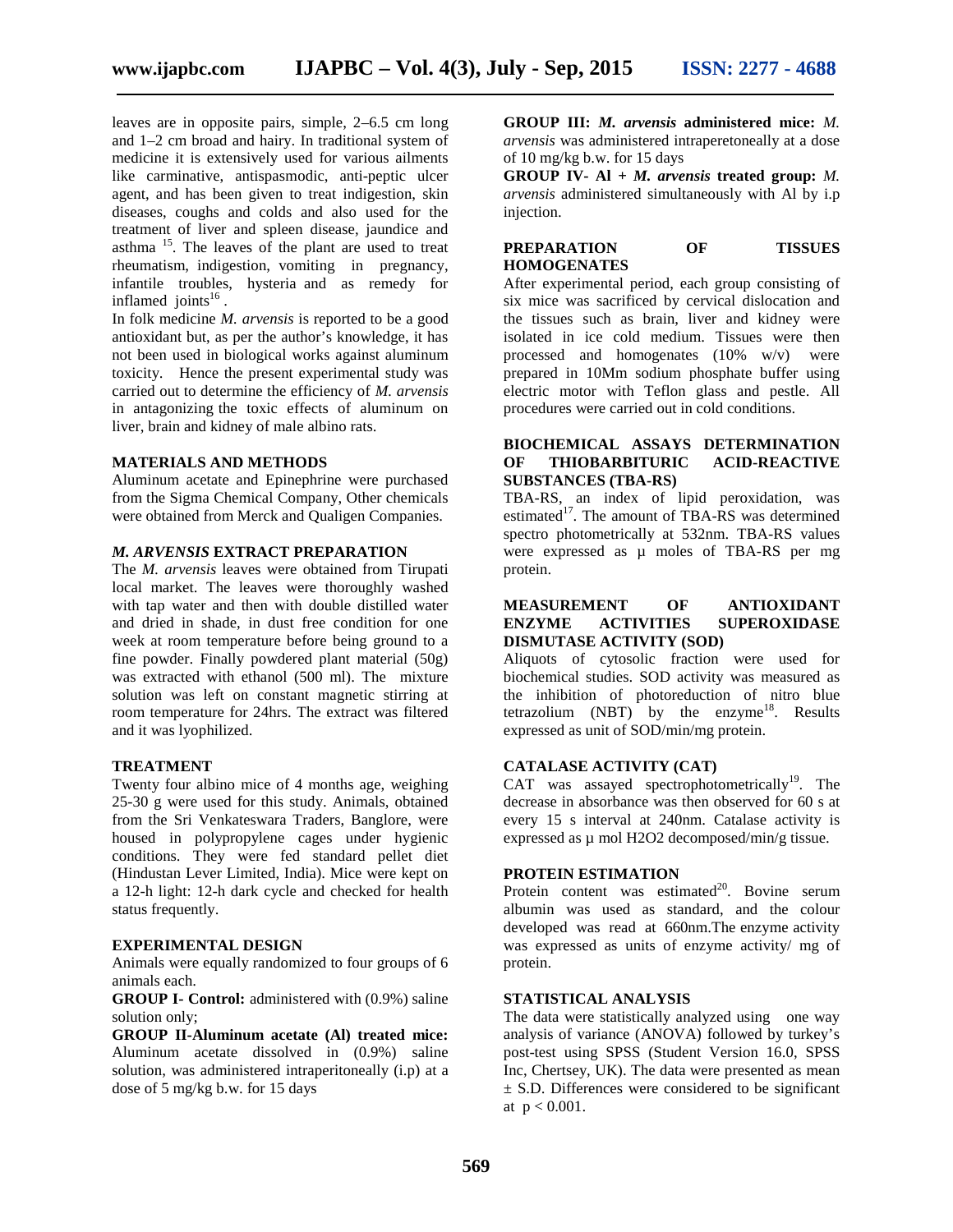leaves are in opposite pairs, simple, 2–6.5 cm long and 1–2 cm broad and hairy. In traditional system of medicine it is extensively used for various ailments like carminative, antispasmodic, anti-peptic ulcer agent, and has been given to treat indigestion, skin diseases, coughs and colds and also used for the treatment of liver and spleen disease, jaundice and asthma [15]. The leaves of the plant are used to treat rheumatism, indigestion, vomiting in pregnancy, infantile troubles, hysteria and as remedy for inflamed joints[16].

In folk medicine *M. arvensis* is reported to be a good antioxidant but, as per the author's knowledge, it has not been used in biological works against aluminum toxicity. Hence the present experimental study was carried out to determine the efficiency of *M. arvensis* in antagonizing the toxic effects of aluminum on liver, brain and kidney of male albino rats.

## MATERIALS AND METHODS

Aluminum acetate and Epinephrine were purchased from the Sigma Chemical Company, Other chemicals were obtained from Merck and Qualigen Companies.

### *M. ARVENSIS* EXTRACT PREPARATION

The *M. arvensis* leaves were obtained from Tirupati local market. The leaves were thoroughly washed with tap water and then with double distilled water and dried in shade, in dust free condition for one week at room temperature before being ground to a fine powder. Finally powdered plant material (50g) was extracted with ethanol (500 ml). The mixture solution was left on constant magnetic stirring at room temperature for 24hrs. The extract was filtered and it was lyophilized.

### TREATMENT

Twenty four albino mice of 4 months age, weighing 25-30 g were used for this study. Animals, obtained from the Sri Venkateswara Traders, Banglore, were housed in polypropylene cages under hygienic conditions. They were fed standard pellet diet (Hindustan Lever Limited, India). Mice were kept on a 12-h light: 12-h dark cycle and checked for health status frequently.

### EXPERIMENTAL DESIGN

Animals were equally randomized to four groups of 6 animals each.

**GROUP I- Control:** administered with (0.9%) saline solution only;

**GROUP II-Aluminum acetate (Al) treated mice:** Aluminum acetate dissolved in (0.9%) saline solution, was administered intraperitoneally (i.p) at a dose of 5 mg/kg b.w. for 15 days

**GROUP III: *M. arvensis* administered mice:** *M. arvensis* was administered intraperetoneally at a dose of 10 mg/kg b.w. for 15 days

**GROUP IV- Al + *M. arvensis* treated group:** *M. arvensis* administered simultaneously with Al by i.p injection.

### PREPARATION OF TISSUES HOMOGENATES

After experimental period, each group consisting of six mice was sacrificed by cervical dislocation and the tissues such as brain, liver and kidney were isolated in ice cold medium. Tissues were then processed and homogenates (10% w/v) were prepared in 10Mm sodium phosphate buffer using electric motor with Teflon glass and pestle. All procedures were carried out in cold conditions.

### BIOCHEMICAL ASSAYS DETERMINATION OF THIOBARBITURIC ACID-REACTIVE SUBSTANCES (TBA-RS)

TBA-RS, an index of lipid peroxidation, was estimated[17]. The amount of TBA-RS was determined spectro photometrically at 532nm. TBA-RS values were expressed as µ moles of TBA-RS per mg protein.

### MEASUREMENT OF ANTIOXIDANT ENZYME ACTIVITIES SUPEROXIDASE DISMUTASE ACTIVITY (SOD)

Aliquots of cytosolic fraction were used for biochemical studies. SOD activity was measured as the inhibition of photoreduction of nitro blue tetrazolium (NBT) by the enzyme[18]. Results expressed as unit of SOD/min/mg protein.

### CATALASE ACTIVITY (CAT)

CAT was assayed spectrophotometrically[19]. The decrease in absorbance was then observed for 60 s at every 15 s interval at 240nm. Catalase activity is expressed as µ mol $H_2O_2$ decomposed/min/g tissue.

### PROTEIN ESTIMATION

Protein content was estimated[20]. Bovine serum albumin was used as standard, and the colour developed was read at 660nm.The enzyme activity was expressed as units of enzyme activity/ mg of protein.

### STATISTICAL ANALYSIS

The data were statistically analyzed using one way analysis of variance (ANOVA) followed by turkey's post-test using SPSS (Student Version 16.0, SPSS Inc, Chertsey, UK). The data were presented as mean ± S.D. Differences were considered to be significant at $p < 0.001$.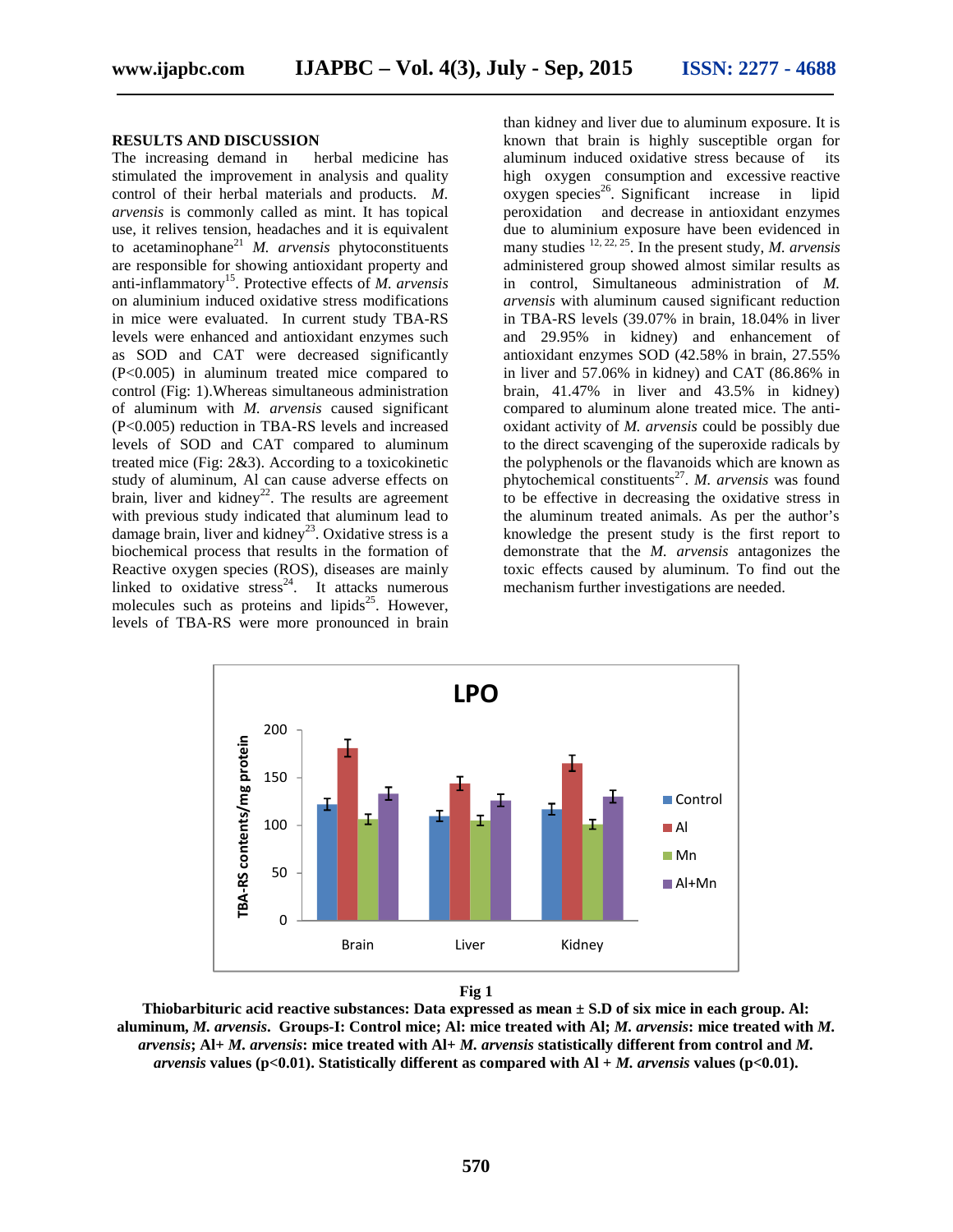## RESULTS AND DISCUSSION

The increasing demand in herbal medicine has stimulated the improvement in analysis and quality control of their herbal materials and products. *M. arvensis* is commonly called as mint. It has topical use, it relives tension, headaches and it is equivalent to acetaminophane[21] *M. arvensis* phytoconstituents are responsible for showing antioxidant property and anti-inflammatory[15]. Protective effects of *M. arvensis* on aluminium induced oxidative stress modifications in mice were evaluated. In current study TBA-RS levels were enhanced and antioxidant enzymes such as SOD and CAT were decreased significantly ($P<0.005$) in aluminum treated mice compared to control (Fig: 1).Whereas simultaneous administration of aluminum with *M. arvensis* caused significant ($P<0.005$) reduction in TBA-RS levels and increased levels of SOD and CAT compared to aluminum treated mice (Fig: 2&3). According to a toxicokinetic study of aluminum, Al can cause adverse effects on brain, liver and kidney[22]. The results are agreement with previous study indicated that aluminum lead to damage brain, liver and kidney[23]. Oxidative stress is a biochemical process that results in the formation of Reactive oxygen species (ROS), diseases are mainly linked to oxidative stress[24]. It attacks numerous molecules such as proteins and lipids[25]. However, levels of TBA-RS were more pronounced in brain than kidney and liver due to aluminum exposure. It is known that brain is highly susceptible organ for aluminum induced oxidative stress because of its high oxygen consumption and excessive reactive oxygen species[26]. Significant increase in lipid peroxidation and decrease in antioxidant enzymes due to aluminium exposure have been evidenced in many studies [12, 22, 25]. In the present study, *M. arvensis* administered group showed almost similar results as in control, Simultaneous administration of *M. arvensis* with aluminum caused significant reduction in TBA-RS levels (39.07% in brain, 18.04% in liver and 29.95% in kidney) and enhancement of antioxidant enzymes SOD (42.58% in brain, 27.55% in liver and 57.06% in kidney) and CAT (86.86% in brain, 41.47% in liver and 43.5% in kidney) compared to aluminum alone treated mice. The anti-oxidant activity of *M. arvensis* could be possibly due to the direct scavenging of the superoxide radicals by the polyphenols or the flavanoids which are known as phytochemical constituents[27]. *M. arvensis* was found to be effective in decreasing the oxidative stress in the aluminum treated animals. As per the author's knowledge the present study is the first report to demonstrate that the *M. arvensis* antagonizes the toxic effects caused by aluminum. To find out the mechanism further investigations are needed.

**Fig 1**

**Thiobarbituric acid reactive substances: Data expressed as mean ± S.D of six mice in each group. Al: aluminum, *M. arvensis*. Groups-I: Control mice; Al: mice treated with Al; *M. arvensis*: mice treated with *M. arvensis*; Al+ *M. arvensis*: mice treated with Al+ *M. arvensis* statistically different from control and *M. arvensis* values (p<0.01). Statistically different as compared with Al + *M. arvensis* values (p<0.01).**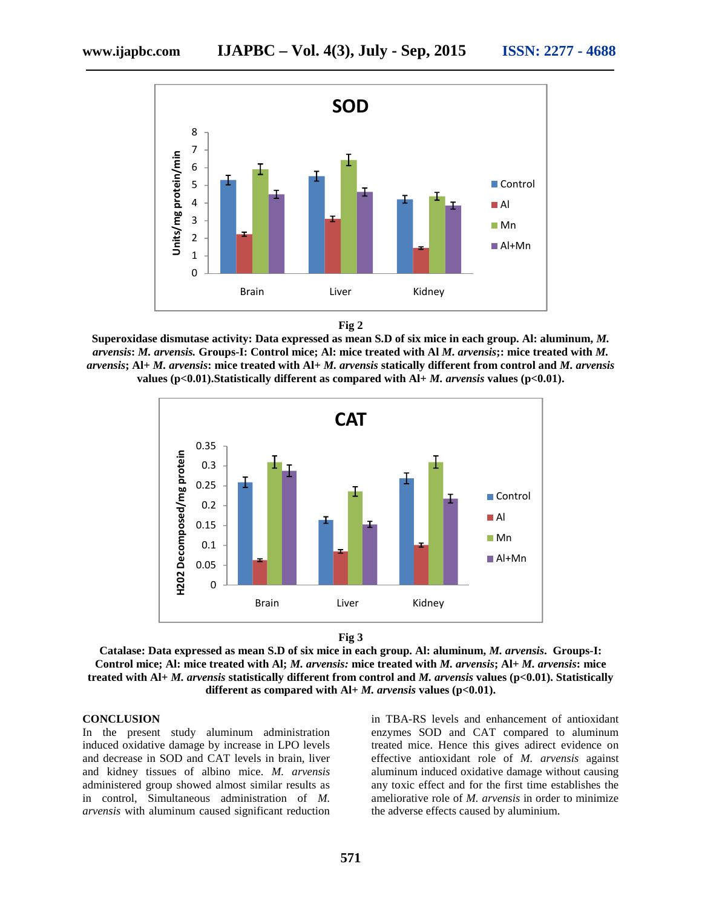**Fig 2**

**Superoxidase dismutase activity: Data expressed as mean S.D of six mice in each group. Al: aluminum, *M. arvensis*: *M. arvensis.* Groups-I: Control mice; Al: mice treated with Al *M. arvensis*;: mice treated with *M. arvensis*; Al+ *M. arvensis*: mice treated with Al+ *M. arvensis* statically different from control and *M. arvensis* values (p<0.01).Statistically different as compared with Al+ *M. arvensis* values (p<0.01).**

**Fig 3**

**Catalase: Data expressed as mean S.D of six mice in each group. Al: aluminum, *M. arvensis*. Groups-I: Control mice; Al: mice treated with Al; *M. arvensis:* mice treated with *M. arvensis*; Al+ *M. arvensis*: mice treated with Al+ *M. arvensis* statistically different from control and *M. arvensis* values (p<0.01). Statistically different as compared with Al+ *M. arvensis* values (p<0.01).**

## CONCLUSION

In the present study aluminum administration induced oxidative damage by increase in LPO levels and decrease in SOD and CAT levels in brain, liver and kidney tissues of albino mice. *M. arvensis* administered group showed almost similar results as in control, Simultaneous administration of *M. arvensis* with aluminum caused significant reduction in TBA-RS levels and enhancement of antioxidant enzymes SOD and CAT compared to aluminum treated mice. Hence this gives adirect evidence on effective antioxidant role of *M. arvensis* against aluminum induced oxidative damage without causing any toxic effect and for the first time establishes the ameliorative role of *M. arvensis* in order to minimize the adverse effects caused by aluminium.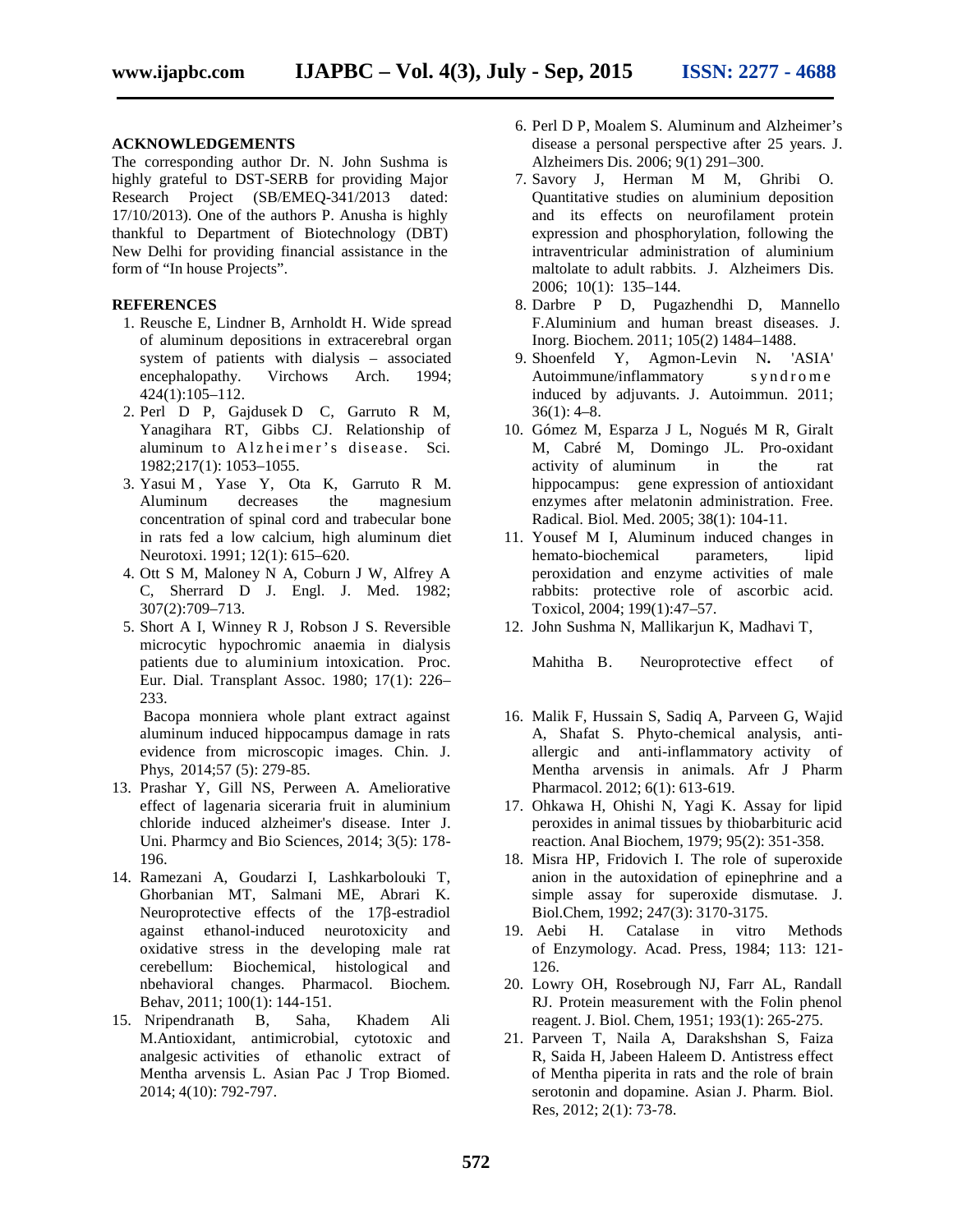## ACKNOWLEDGEMENTS

The corresponding author Dr. N. John Sushma is highly grateful to DST-SERB for providing Major Research Project (SB/EMEQ-341/2013 dated: 17/10/2013). One of the authors P. Anusha is highly thankful to Department of Biotechnology (DBT) New Delhi for providing financial assistance in the form of "In house Projects".

## REFERENCES

1. Reusche E, Lindner B, Arnholdt H. Wide spread of aluminum depositions in extracerebral organ system of patients with dialysis – associated encephalopathy. Virchows Arch. 1994; 424(1):105–112.
2. Perl D P, Gajdusek D C, Garruto R M, Yanagihara RT, Gibbs CJ. Relationship of aluminum to Alzheimer's disease. Sci. 1982;217(1): 1053–1055.
3. Yasui M , Yase Y, Ota K, Garruto R M. Aluminum decreases the magnesium concentration of spinal cord and trabecular bone in rats fed a low calcium, high aluminum diet Neurotoxi. 1991; 12(1): 615–620.
4. Ott S M, Maloney N A, Coburn J W, Alfrey A C, Sherrard D J. Engl. J. Med. 1982; 307(2):709–713.
5. Short A I, Winney R J, Robson J S. Reversible microcytic hypochromic anaemia in dialysis patients due to aluminium intoxication. Proc. Eur. Dial. Transplant Assoc. 1980; 17(1): 226–233.
6. Perl D P, Moalem S. Aluminum and Alzheimer's disease a personal perspective after 25 years. J. Alzheimers Dis. 2006; 9(1) 291–300.
7. Savory J, Herman M M, Ghribi O. Quantitative studies on aluminium deposition and its effects on neurofilament protein expression and phosphorylation, following the intraventricular administration of aluminium maltolate to adult rabbits. J. Alzheimers Dis. 2006; 10(1): 135–144.
8. Darbre P D, Pugazhendhi D, Mannello F.Aluminium and human breast diseases. J. Inorg. Biochem. 2011; 105(2) 1484–1488.
9. Shoenfeld Y, Agmon-Levin N**.** 'ASIA' Autoimmune/inflammatory syndrome induced by adjuvants. J. Autoimmun. 2011; 36(1): 4–8.
10. Gómez M, Esparza J L, Nogués M R, Giralt M, Cabré M, Domingo JL. Pro-oxidant activity of aluminum in the rat hippocampus: gene expression of antioxidant enzymes after melatonin administration. Free. Radical. Biol. Med. 2005; 38(1): 104-11.
11. Yousef M I, Aluminum induced changes in hemato-biochemical parameters, lipid peroxidation and enzyme activities of male rabbits: protective role of ascorbic acid. Toxicol, 2004; 199(1):47–57.
12. John Sushma N, Mallikarjun K, Madhavi T, Mahitha B. Neuroprotective effect of Bacopa monniera whole plant extract against aluminum induced hippocampus damage in rats evidence from microscopic images. Chin. J. Phys, 2014;57 (5): 279-85.
13. Prashar Y, Gill NS, Perween A. Ameliorative effect of lagenaria siceraria fruit in aluminium chloride induced alzheimer's disease. Inter J. Uni. Pharmcy and Bio Sciences, 2014; 3(5): 178-196.
14. Ramezani A, Goudarzi I, Lashkarbolouki T, Ghorbanian MT, Salmani ME, Abrari K. Neuroprotective effects of the 17β-estradiol against ethanol-induced neurotoxicity and oxidative stress in the developing male rat cerebellum: Biochemical, histological and nbehavioral changes. Pharmacol. Biochem. Behav, 2011; 100(1): 144-151.
15. Nripendranath B, Saha, Khadem Ali M.Antioxidant, antimicrobial, cytotoxic and analgesic activities of ethanolic extract of Mentha arvensis L. Asian Pac J Trop Biomed. 2014; 4(10): 792-797.
16. Malik F, Hussain S, Sadiq A, Parveen G, Wajid A, Shafat S. Phyto-chemical analysis, anti-allergic and anti-inflammatory activity of Mentha arvensis in animals. Afr J Pharm Pharmacol. 2012; 6(1): 613-619.
17. Ohkawa H, Ohishi N, Yagi K. Assay for lipid peroxides in animal tissues by thiobarbituric acid reaction. Anal Biochem, 1979; 95(2): 351-358.
18. Misra HP, Fridovich I. The role of superoxide anion in the autoxidation of epinephrine and a simple assay for superoxide dismutase. J. Biol.Chem, 1992; 247(3): 3170-3175.
19. Aebi H. Catalase in vitro Methods of Enzymology. Acad. Press, 1984; 113: 121-126.
20. Lowry OH, Rosebrough NJ, Farr AL, Randall RJ. Protein measurement with the Folin phenol reagent. J. Biol. Chem, 1951; 193(1): 265-275.
21. Parveen T, Naila A, Darakshshan S, Faiza R, Saida H, Jabeen Haleem D. Antistress effect of Mentha piperita in rats and the role of brain serotonin and dopamine. Asian J. Pharm. Biol. Res, 2012; 2(1): 73-78.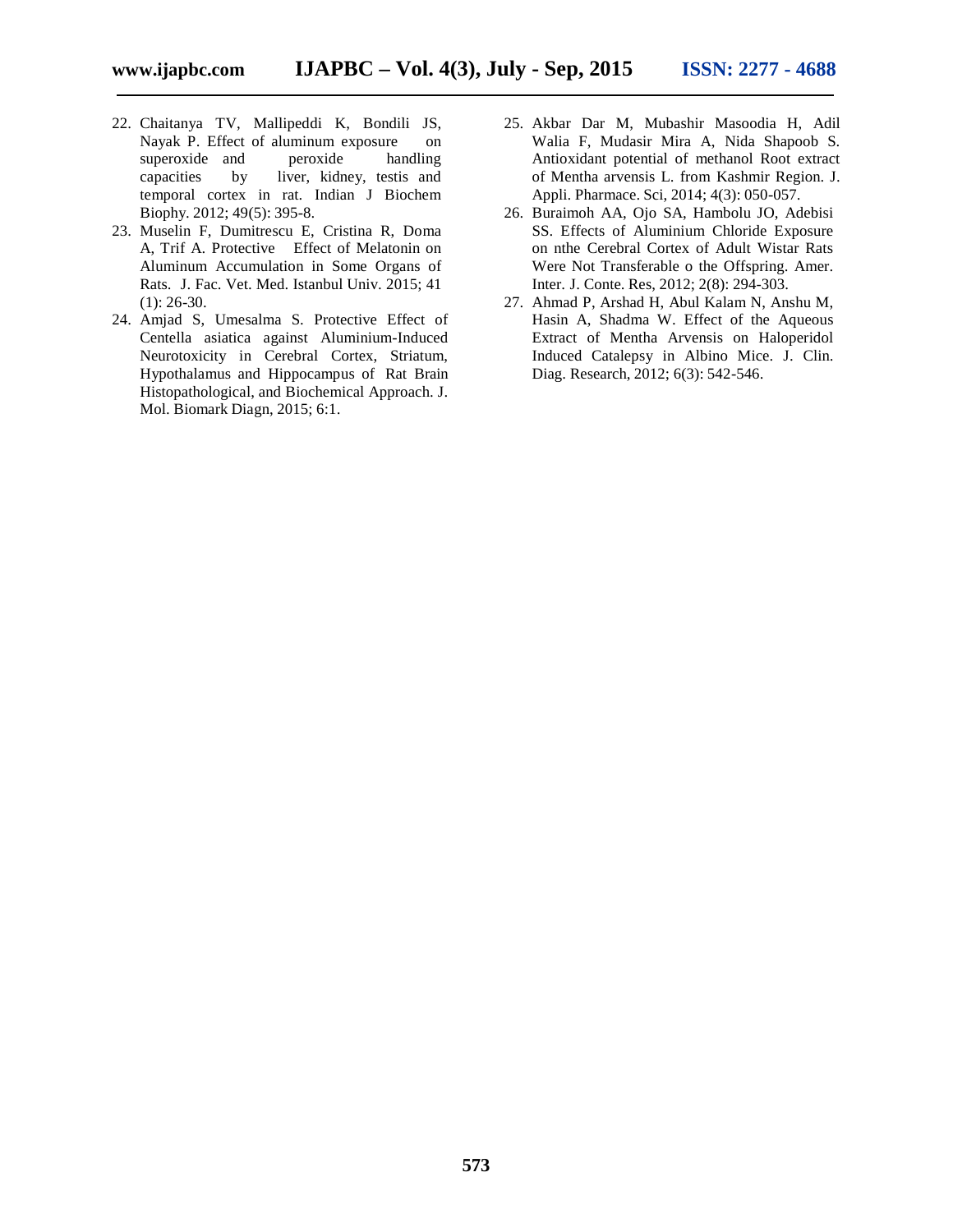22. Chaitanya TV, Mallipeddi K, Bondili JS, Nayak P. Effect of aluminum exposure on superoxide and peroxide handling capacities by liver, kidney, testis and temporal cortex in rat. Indian J Biochem Biophy. 2012; 49(5): 395-8.
23. Muselin F, Dumitrescu E, Cristina R, Doma A, Trif A. Protective Effect of Melatonin on Aluminum Accumulation in Some Organs of Rats. J. Fac. Vet. Med. Istanbul Univ. 2015; 41 (1): 26-30.
24. Amjad S, Umesalma S. Protective Effect of Centella asiatica against Aluminium-Induced Neurotoxicity in Cerebral Cortex, Striatum, Hypothalamus and Hippocampus of Rat Brain Histopathological, and Biochemical Approach. J. Mol. Biomark Diagn, 2015; 6:1.
25. Akbar Dar M, Mubashir Masoodia H, Adil Walia F, Mudasir Mira A, Nida Shapoob S. Antioxidant potential of methanol Root extract of Mentha arvensis L. from Kashmir Region. J. Appli. Pharmace. Sci, 2014; 4(3): 050-057.
26. Buraimoh AA, Ojo SA, Hambolu JO, Adebisi SS. Effects of Aluminium Chloride Exposure on nthe Cerebral Cortex of Adult Wistar Rats Were Not Transferable o the Offspring. Amer. Inter. J. Conte. Res, 2012; 2(8): 294-303.
27. Ahmad P, Arshad H, Abul Kalam N, Anshu M, Hasin A, Shadma W. Effect of the Aqueous Extract of Mentha Arvensis on Haloperidol Induced Catalepsy in Albino Mice. J. Clin. Diag. Research, 2012; 6(3): 542-546.